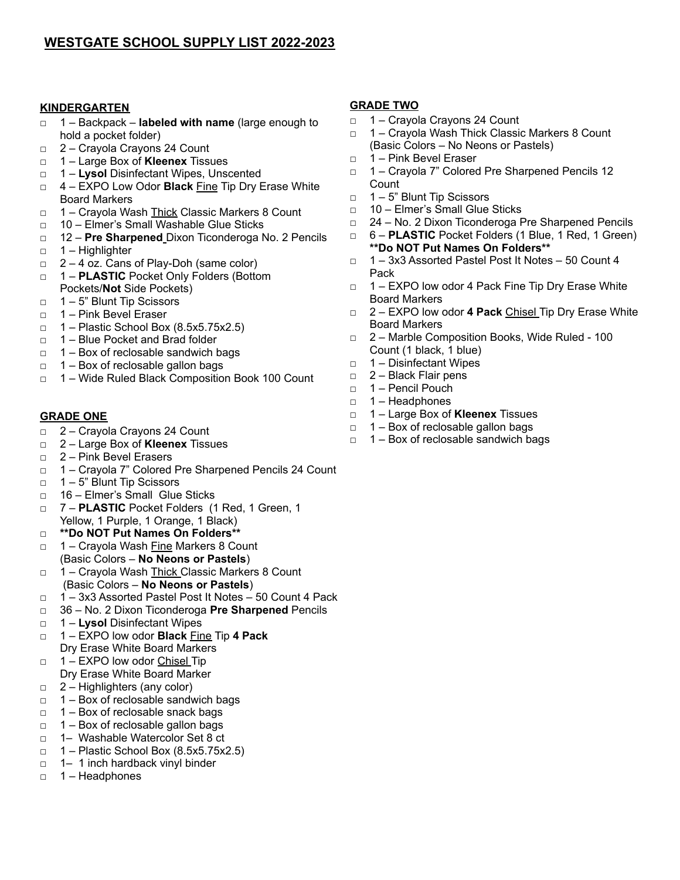# WESTGATE SCHOOL SUPPLY LIST 2022-2023

## KINDERGARTEN

- 1 – Backpack – **labeled with name** (large enough to hold a pocket folder)
- 2 – Crayola Crayons 24 Count
- 1 – Large Box of **Kleenex** Tissues
- 1 – **Lysol** Disinfectant Wipes, Unscented
- 4 – EXPO Low Odor **Black** Fine Tip Dry Erase White Board Markers
- 1 – Crayola Wash Thick Classic Markers 8 Count
- 10 – Elmer's Small Washable Glue Sticks
- 12 – **Pre Sharpened** Dixon Ticonderoga No. 2 Pencils
- 1 – Highlighter
- 2 – 4 oz. Cans of Play-Doh (same color)
- 1 – **PLASTIC** Pocket Only Folders (Bottom Pockets/**Not** Side Pockets)
- 1 – 5" Blunt Tip Scissors
- 1 – Pink Bevel Eraser
- 1 – Plastic School Box (8.5x5.75x2.5)
- 1 – Blue Pocket and Brad folder
- 1 – Box of reclosable sandwich bags
- 1 – Box of reclosable gallon bags
- 1 – Wide Ruled Black Composition Book 100 Count

## GRADE ONE

- 2 – Crayola Crayons 24 Count
- 2 – Large Box of **Kleenex** Tissues
- 2 – Pink Bevel Erasers
- 1 – Crayola 7" Colored Pre Sharpened Pencils 24 Count
- 1 – 5" Blunt Tip Scissors
- 16 – Elmer's Small Glue Sticks
- 7 – **PLASTIC** Pocket Folders (1 Red, 1 Green, 1 Yellow, 1 Purple, 1 Orange, 1 Black)
- **\*\*Do NOT Put Names On Folders\*\***
- 1 – Crayola Wash Fine Markers 8 Count (Basic Colors – **No Neons or Pastels**)
- 1 – Crayola Wash Thick Classic Markers 8 Count (Basic Colors – **No Neons or Pastels**)
- 1 – 3x3 Assorted Pastel Post It Notes – 50 Count 4 Pack
- 36 – No. 2 Dixon Ticonderoga **Pre Sharpened** Pencils
- 1 – **Lysol** Disinfectant Wipes
- 1 – EXPO low odor **Black** Fine Tip **4 Pack** Dry Erase White Board Markers
- 1 – EXPO low odor Chisel Tip Dry Erase White Board Marker
- 2 – Highlighters (any color)
- 1 – Box of reclosable sandwich bags
- 1 – Box of reclosable snack bags
- 1 – Box of reclosable gallon bags
- 1– Washable Watercolor Set 8 ct
- 1 – Plastic School Box (8.5x5.75x2.5)
- 1– 1 inch hardback vinyl binder
- 1 – Headphones

## GRADE TWO

- 1 – Crayola Crayons 24 Count
- 1 – Crayola Wash Thick Classic Markers 8 Count (Basic Colors – No Neons or Pastels)
- 1 – Pink Bevel Eraser
- 1 – Crayola 7" Colored Pre Sharpened Pencils 12 Count
- 1 – 5" Blunt Tip Scissors
- 10 – Elmer's Small Glue Sticks
- 24 – No. 2 Dixon Ticonderoga Pre Sharpened Pencils
- 6 – **PLASTIC** Pocket Folders (1 Blue, 1 Red, 1 Green) **\*\*Do NOT Put Names On Folders\*\***
- 1 – 3x3 Assorted Pastel Post It Notes – 50 Count 4 Pack
- 1 – EXPO low odor 4 Pack Fine Tip Dry Erase White Board Markers
- 2 – EXPO low odor **4 Pack** Chisel Tip Dry Erase White Board Markers
- 2 – Marble Composition Books, Wide Ruled - 100 Count (1 black, 1 blue)
- 1 – Disinfectant Wipes
- 2 – Black Flair pens
- 1 – Pencil Pouch
- 1 – Headphones
- 1 – Large Box of **Kleenex** Tissues
- 1 – Box of reclosable gallon bags
- 1 – Box of reclosable sandwich bags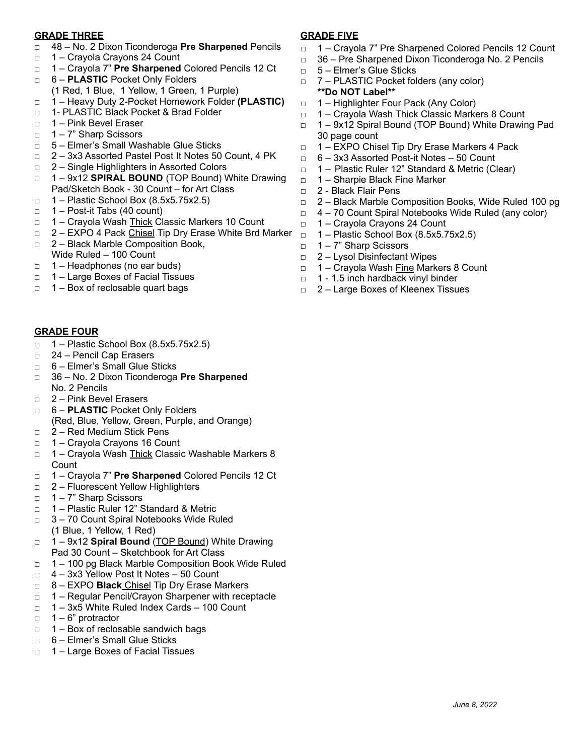## GRADE THREE

- 48 – No. 2 Dixon Ticonderoga **Pre Sharpened** Pencils
- 1 – Crayola Crayons 24 Count
- 1 – Crayola 7" **Pre Sharpened** Colored Pencils 12 Ct
- 6 – **PLASTIC** Pocket Only Folders (1 Red, 1 Blue, 1 Yellow, 1 Green, 1 Purple)
- 1 – Heavy Duty 2-Pocket Homework Folder **(PLASTIC)**
- 1- PLASTIC Black Pocket & Brad Folder
- 1 – Pink Bevel Eraser
- 1 – 7" Sharp Scissors
- 5 – Elmer's Small Washable Glue Sticks
- 2 – 3x3 Assorted Pastel Post It Notes 50 Count, 4 PK
- 2 – Single Highlighters in Assorted Colors
- 1 – 9x12 **SPIRAL BOUND** (TOP Bound) White Drawing Pad/Sketch Book - 30 Count – for Art Class
- 1 – Plastic School Box (8.5x5.75x2.5)
- 1 – Post-it Tabs (40 count)
- 1 – Crayola Wash Thick Classic Markers 10 Count
- 2 – EXPO 4 Pack Chisel Tip Dry Erase White Brd Marker
- 2 – Black Marble Composition Book, Wide Ruled – 100 Count
- 1 – Headphones (no ear buds)
- 1 – Large Boxes of Facial Tissues
- 1 – Box of reclosable quart bags

## GRADE FOUR

- 1 – Plastic School Box (8.5x5.75x2.5)
- 24 – Pencil Cap Erasers
- 6 – Elmer's Small Glue Sticks
- 36 – No. 2 Dixon Ticonderoga **Pre Sharpened** No. 2 Pencils
- 2 – Pink Bevel Erasers
- 6 – **PLASTIC** Pocket Only Folders (Red, Blue, Yellow, Green, Purple, and Orange)
- 2 – Red Medium Stick Pens
- 1 – Crayola Crayons 16 Count
- 1 – Crayola Wash Thick Classic Washable Markers 8 Count
- 1 – Crayola 7" **Pre Sharpened** Colored Pencils 12 Ct
- 2 – Fluorescent Yellow Highlighters
- 1 – 7" Sharp Scissors
- 1 – Plastic Ruler 12" Standard & Metric
- 3 – 70 Count Spiral Notebooks Wide Ruled (1 Blue, 1 Yellow, 1 Red)
- 1 – 9x12 **Spiral Bound** (TOP Bound) White Drawing Pad 30 Count – Sketchbook for Art Class
- 1 – 100 pg Black Marble Composition Book Wide Ruled
- 4 – 3x3 Yellow Post It Notes – 50 Count
- 8 – EXPO **Black** Chisel Tip Dry Erase Markers
- 1 – Regular Pencil/Crayon Sharpener with receptacle
- 1 – 3x5 White Ruled Index Cards – 100 Count
- 1 – 6" protractor
- 1 – Box of reclosable sandwich bags
- 6 – Elmer's Small Glue Sticks
- 1 – Large Boxes of Facial Tissues

## GRADE FIVE

- 1 – Crayola 7" Pre Sharpened Colored Pencils 12 Count
- 36 – Pre Sharpened Dixon Ticonderoga No. 2 Pencils
- 5 – Elmer's Glue Sticks
- 7 – PLASTIC Pocket folders (any color) **\*\*Do NOT Label\*\***
- 1 – Highlighter Four Pack (Any Color)
- 1 – Crayola Wash Thick Classic Markers 8 Count
- 1 – 9x12 Spiral Bound (TOP Bound) White Drawing Pad 30 page count
- 1 – EXPO Chisel Tip Dry Erase Markers 4 Pack
- 6 – 3x3 Assorted Post-it Notes – 50 Count
- 1 – Plastic Ruler 12" Standard & Metric (Clear)
- 1 – Sharpie Black Fine Marker
- 2 - Black Flair Pens
- 2 – Black Marble Composition Books, Wide Ruled 100 pg
- 4 – 70 Count Spiral Notebooks Wide Ruled (any color)
- 1 – Crayola Crayons 24 Count
- 1 – Plastic School Box (8.5x5.75x2.5)
- 1 – 7" Sharp Scissors
- 2 – Lysol Disinfectant Wipes
- 1 – Crayola Wash Fine Markers 8 Count
- 1 - 1.5 inch hardback vinyl binder
- 2 – Large Boxes of Kleenex Tissues

*June 8, 2022*